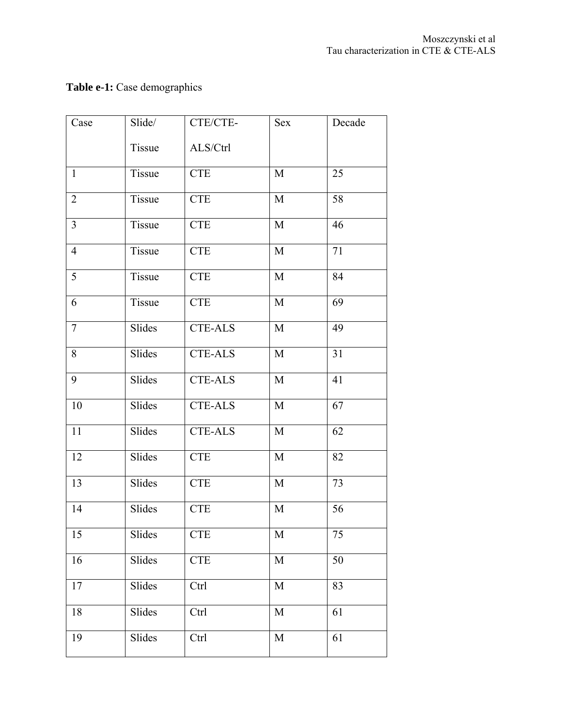**Table e-1:** Case demographics

| Case | Slide/ Tissue | CTE/CTE-ALS/Ctrl | Sex | Decade |
|---|---|---|---|---|
| 1 | Tissue | CTE | M | 25 |
| 2 | Tissue | CTE | M | 58 |
| 3 | Tissue | CTE | M | 46 |
| 4 | Tissue | CTE | M | 71 |
| 5 | Tissue | CTE | M | 84 |
| 6 | Tissue | CTE | M | 69 |
| 7 | Slides | CTE-ALS | M | 49 |
| 8 | Slides | CTE-ALS | M | 31 |
| 9 | Slides | CTE-ALS | M | 41 |
| 10 | Slides | CTE-ALS | M | 67 |
| 11 | Slides | CTE-ALS | M | 62 |
| 12 | Slides | CTE | M | 82 |
| 13 | Slides | CTE | M | 73 |
| 14 | Slides | CTE | M | 56 |
| 15 | Slides | CTE | M | 75 |
| 16 | Slides | CTE | M | 50 |
| 17 | Slides | Ctrl | M | 83 |
| 18 | Slides | Ctrl | M | 61 |
| 19 | Slides | Ctrl | M | 61 |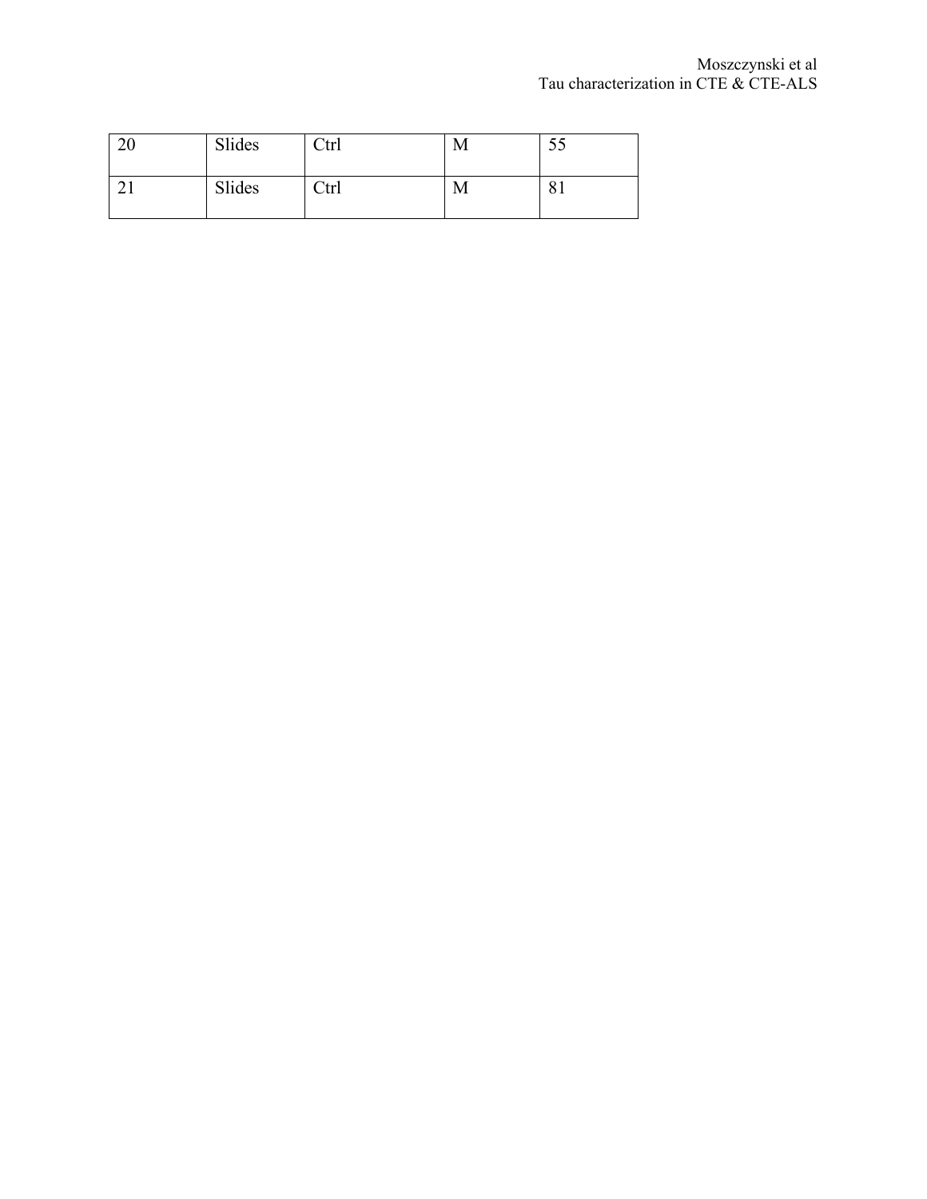| 20 | Slides | Ctrl | M | 55 |
| --- | --- | --- | --- | --- |
| 21 | Slides | Ctrl | M | 81 |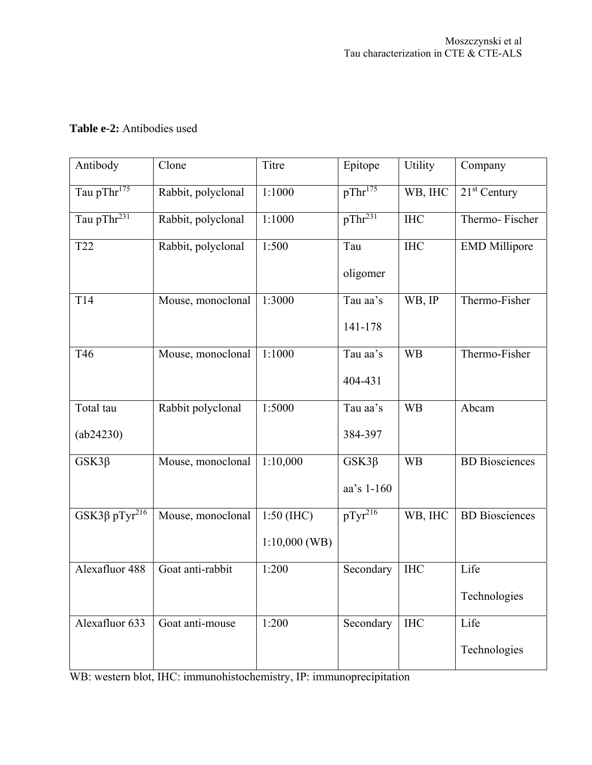**Table e-2:** Antibodies used

| Antibody | Clone | Titre | Epitope | Utility | Company |
| --- | --- | --- | --- | --- | --- |
| Tau $pThr^{175}$ | Rabbit, polyclonal | 1:1000 | $pThr^{175}$ | WB, IHC | $21^{st}$ Century |
| Tau $pThr^{231}$ | Rabbit, polyclonal | 1:1000 | $pThr^{231}$ | IHC | Thermo- Fischer |
| T22 | Rabbit, polyclonal | 1:500 | Tau oligomer | IHC | EMD Millipore |
| T14 | Mouse, monoclonal | 1:3000 | Tau aa's 141-178 | WB, IP | Thermo-Fisher |
| T46 | Mouse, monoclonal | 1:1000 | Tau aa's 404-431 | WB | Thermo-Fisher |
| Total tau (ab24230) | Rabbit polyclonal | 1:5000 | Tau aa's 384-397 | WB | Abcam |
| GSK3β | Mouse, monoclonal | 1:10,000 | GSK3β aa's 1-160 | WB | BD Biosciences |
| GSK3β $pTyr^{216}$ | Mouse, monoclonal | 1:50 (IHC) 1:10,000 (WB) | $pTyr^{216}$ | WB, IHC | BD Biosciences |
| Alexafluor 488 | Goat anti-rabbit | 1:200 | Secondary | IHC | Life Technologies |
| Alexafluor 633 | Goat anti-mouse | 1:200 | Secondary | IHC | Life Technologies |

WB: western blot, IHC: immunohistochemistry, IP: immunoprecipitation